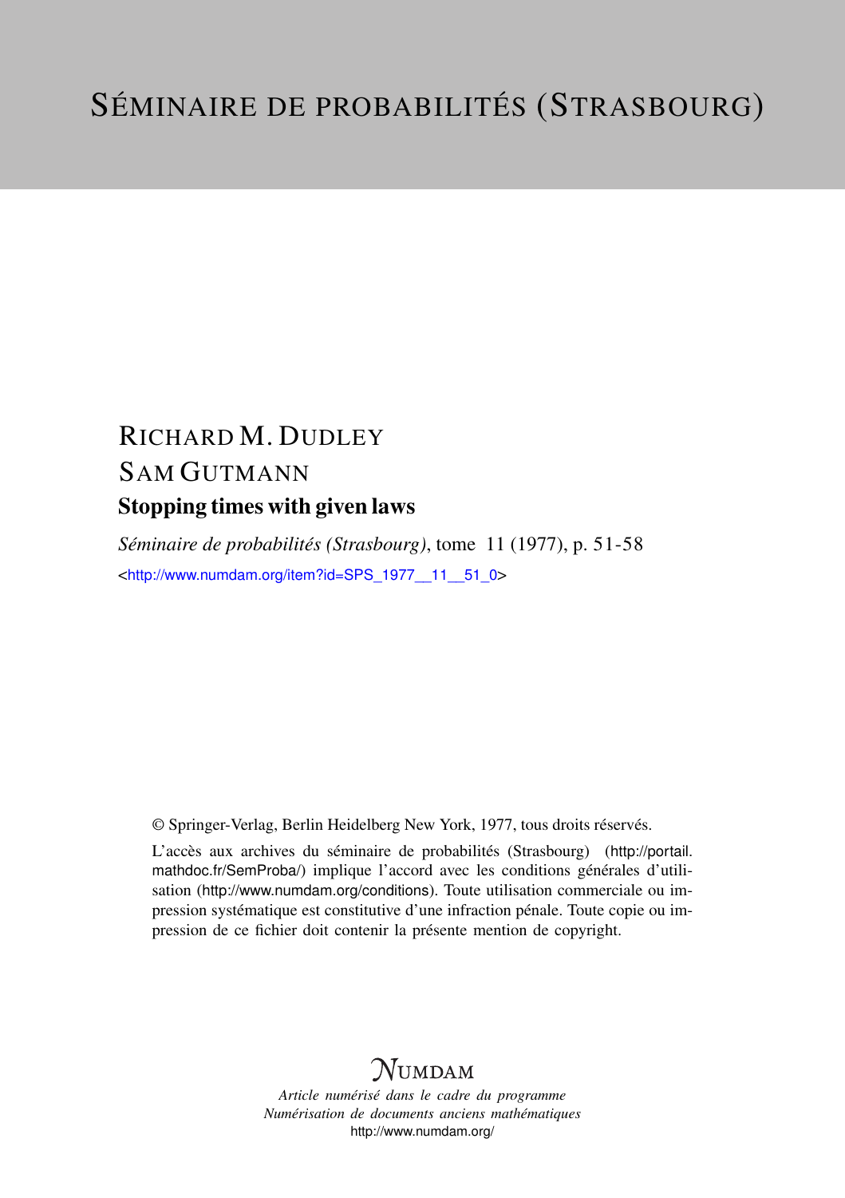# SÉMINAIRE DE PROBABILITÉS (STRASBOURG)

RICHARD M. DUDLEY

SAM GUTMANN

## Stopping times with given laws

*Séminaire de probabilités (Strasbourg)*, tome 11 (1977), p. 51-58

<http://www.numdam.org/item?id=SPS_1977__11__51_0>

© Springer-Verlag, Berlin Heidelberg New York, 1977, tous droits réservés.

L'accès aux archives du séminaire de probabilités (Strasbourg) (http://portail.mathdoc.fr/SemProba/) implique l'accord avec les conditions générales d'utilisation (http://www.numdam.org/conditions). Toute utilisation commerciale ou impression systématique est constitutive d'une infraction pénale. Toute copie ou impression de ce fichier doit contenir la présente mention de copyright.

NUMDAM

*Article numérisé dans le cadre du programme*
*Numérisation de documents anciens mathématiques*
http://www.numdam.org/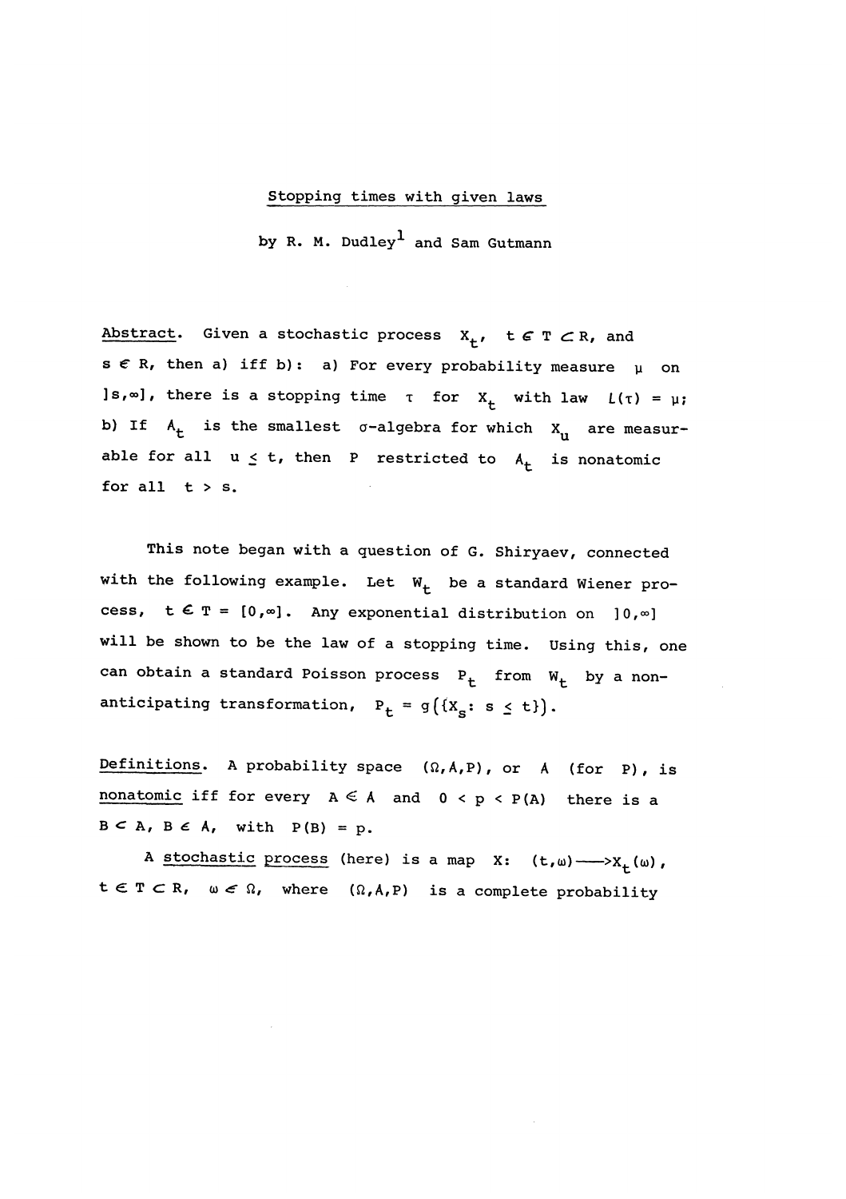# Stopping times with given laws

by R. M. Dudley[1] and Sam Gutmann

**Abstract.** Given a stochastic process $X_t$, $t \in T \subset \mathbb{R}$, and $s \in \mathbb{R}$, then a) iff b): a) For every probability measure $\mu$ on $]s,\infty]$, there is a stopping time $\tau$ for $X_t$ with law $L(\tau) = \mu$; b) If $A_t$ is the smallest $\sigma$-algebra for which $X_u$ are measurable for all $u \leq t$, then $P$ restricted to $A_t$ is nonatomic for all $t > s$.

This note began with a question of G. Shiryaev, connected with the following example. Let $W_t$ be a standard Wiener process, $t \in T = [0,\infty]$. Any exponential distribution on $]0,\infty]$ will be shown to be the law of a stopping time. Using this, one can obtain a standard Poisson process $P_t$ from $W_t$ by a non-anticipating transformation, $P_t = g(\{X_s: s \leq t\})$.

**Definitions.** A probability space $(\Omega, A, P)$, or $A$ (for $P$), is nonatomic iff for every $A \in A$ and $0 < p < P(A)$ there is a $B \subset A$, $B \in A$, with $P(B) = p$.

A stochastic process (here) is a map $X: (t,\omega) \longrightarrow X_t(\omega)$, $t \in T \subset \mathbb{R}$, $\omega \in \Omega$, where $(\Omega, A, P)$ is a complete probability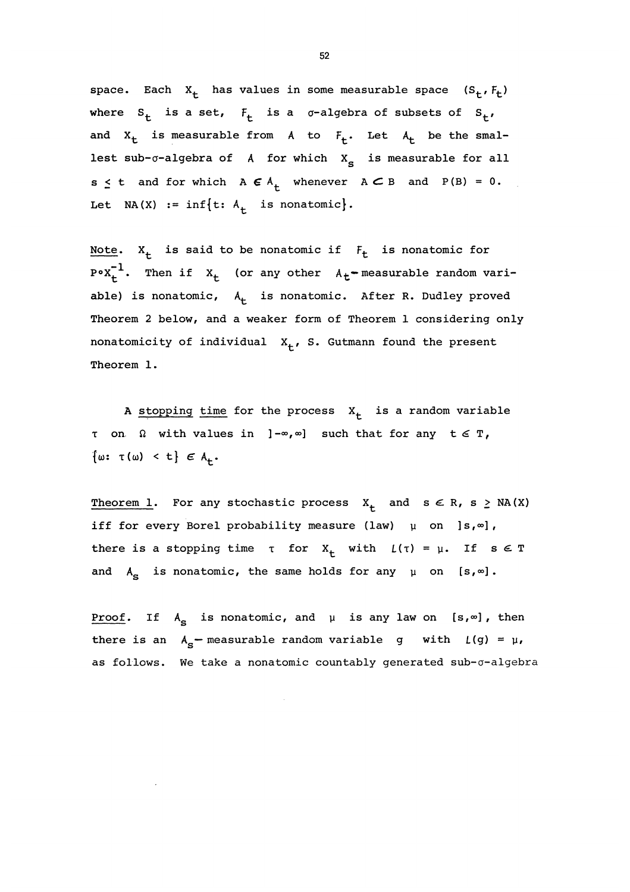space. Each $X_t$ has values in some measurable space $(S_t, F_t)$ where $S_t$ is a set, $F_t$ is a $\sigma$-algebra of subsets of $S_t$, and $X_t$ is measurable from $A$ to $F_t$. Let $A_t$ be the smallest sub-$\sigma$-algebra of $A$ for which $X_s$ is measurable for all $s \leq t$ and for which $A \in A_t$ whenever $A \subset B$ and $P(B) = 0$. Let $NA(X) := \inf\{t\colon A_t \text{ is nonatomic}\}$.

Note. $X_t$ is said to be nonatomic if $F_t$ is nonatomic for $P \circ X_t^{-1}$. Then if $X_t$ (or any other $A_t$-measurable random variable) is nonatomic, $A_t$ is nonatomic. After R. Dudley proved Theorem 2 below, and a weaker form of Theorem 1 considering only nonatomicity of individual $X_t$, S. Gutmann found the present Theorem 1.

A stopping time for the process $X_t$ is a random variable $\tau$ on $\Omega$ with values in $]-\infty, \infty]$ such that for any $t \in T$, $\{\omega\colon \tau(\omega) < t\} \in A_t$.

Theorem 1. For any stochastic process $X_t$ and $s \in R$, $s \geq NA(X)$ iff for every Borel probability measure (law) $\mu$ on $]s, \infty]$, there is a stopping time $\tau$ for $X_t$ with $L(\tau) = \mu$. If $s \in T$ and $A_s$ is nonatomic, the same holds for any $\mu$ on $[s, \infty]$.

Proof. If $A_s$ is nonatomic, and $\mu$ is any law on $[s, \infty]$, then there is an $A_s$-measurable random variable $g$ with $L(g) = \mu$, as follows. We take a nonatomic countably generated sub-$\sigma$-algebra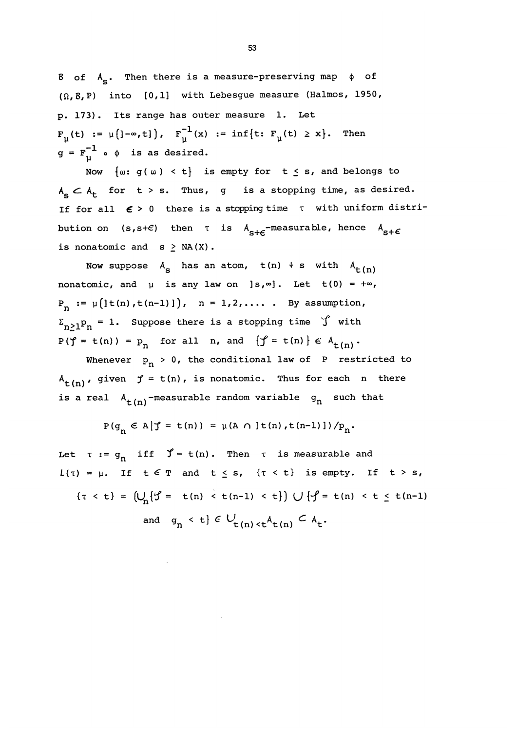$\mathcal{B}$ of $A_s$. Then there is a measure-preserving map $\phi$ of $(\Omega, \mathcal{B}, P)$ into $[0,1]$ with Lebesgue measure (Halmos, 1950, p. 173). Its range has outer measure 1. Let $F_\mu(t) := \mu(]-\infty, t])$, $F_\mu^{-1}(x) := \inf\{t \colon F_\mu(t) \geq x\}$. Then $g = F_\mu^{-1} \circ \phi$ is as desired.

Now $\{\omega \colon g(\omega) < t\}$ is empty for $t \leq s$, and belongs to $A_s \subset A_t$ for $t > s$. Thus, $g$ is a stopping time, as desired. If for all $\epsilon > 0$ there is a stopping time $\tau$ with uniform distribution on $(s, s+\epsilon)$ then $\tau$ is $A_{s+\epsilon}$-measurable, hence $A_{s+\epsilon}$ is nonatomic and $s \geq NA(X)$.

Now suppose $A_s$ has an atom, $t(n) \downarrow s$ with $A_{t(n)}$ nonatomic, and $\mu$ is any law on $]s, \infty]$. Let $t(0) = +\infty$, $p_n := \mu(]t(n), t(n-1)])$, $n = 1, 2, \ldots$ . By assumption, $\Sigma_{n \geq 1} p_n = 1$. Suppose there is a stopping time $\mathcal{T}$ with $P(\mathcal{T} = t(n)) = p_n$ for all $n$, and $\{\mathcal{T} = t(n)\} \in A_{t(n)}$.

Whenever $p_n > 0$, the conditional law of $P$ restricted to $A_{t(n)}$, given $\mathcal{T} = t(n)$, is nonatomic. Thus for each $n$ there is a real $A_{t(n)}$-measurable random variable $g_n$ such that

$$P(g_n \in A | \mathcal{T} = t(n)) = \mu(A \cap ]t(n), t(n-1)])/p_n.$$

Let $\tau := g_n$ iff $\mathcal{T} = t(n)$. Then $\tau$ is measurable and $\mathcal{L}(\tau) = \mu$. If $t \in T$ and $t \leq s$, $\{\tau < t\}$ is empty. If $t > s$,

$$\{\tau < t\} = \left(\bigcup_n \{\mathcal{T} = t(n) < t(n-1) < t\}\right) \cup \{\mathcal{T} = t(n) < t \leq t(n-1)$$
$$\text{and } g_n < t\} \in \bigcup_{t(n)<t} A_{t(n)} \subset A_t.$$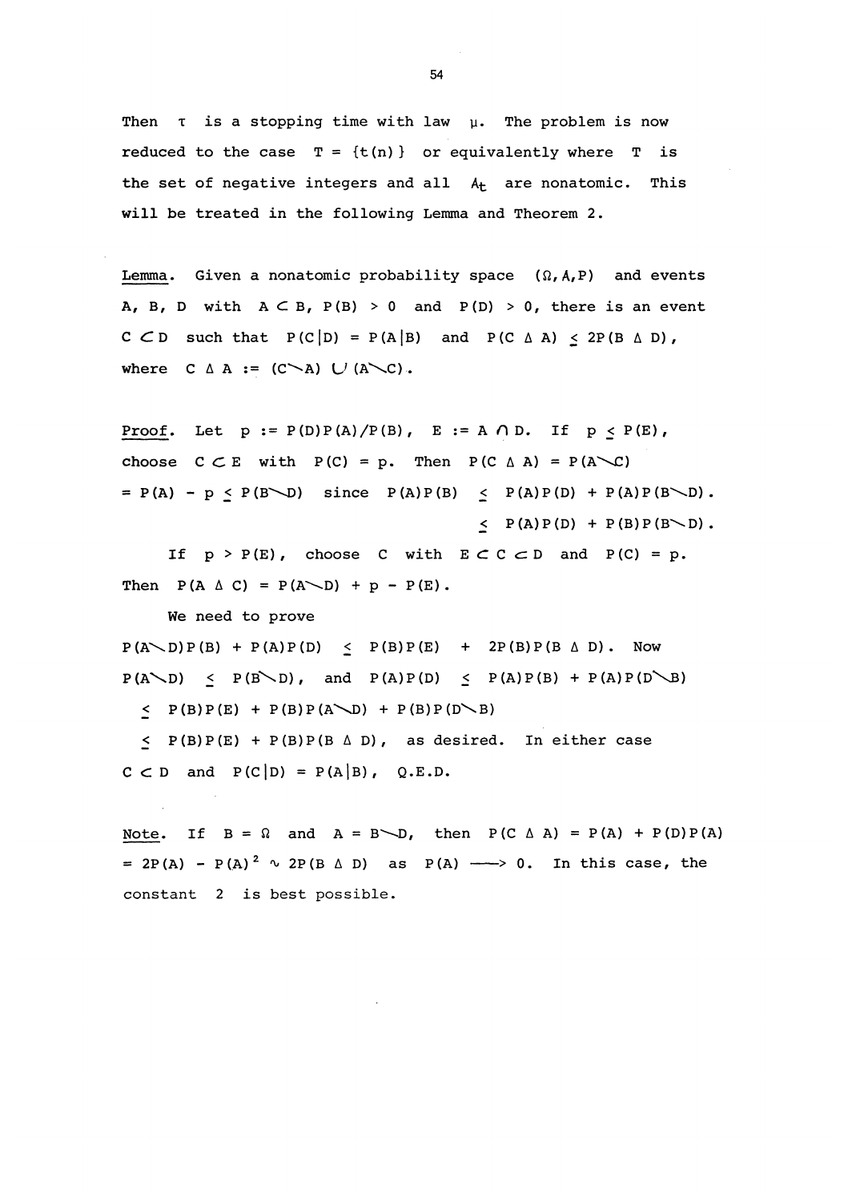Then $\tau$ is a stopping time with law $\mu$. The problem is now reduced to the case $T = \{t(n)\}$ or equivalently where $T$ is the set of negative integers and all $A_t$ are nonatomic. This will be treated in the following Lemma and Theorem 2.

Lemma. Given a nonatomic probability space $(\Omega, A, P)$ and events $A$, $B$, $D$ with $A \subset B$, $P(B) > 0$ and $P(D) > 0$, there is an event $C \subset D$ such that $P(C|D) = P(A|B)$ and $P(C \Delta A) \le 2P(B \Delta D)$, where $C \Delta A := (C \setminus A) \cup (A \setminus C)$.

Proof. Let $p := P(D)P(A)/P(B)$, $E := A \cap D$. If $p \le P(E)$, choose $C \subset E$ with $P(C) = p$. Then $P(C \Delta A) = P(A \setminus C)$ $= P(A) - p \le P(B \setminus D)$ since $P(A)P(B) \le P(A)P(D) + P(A)P(B \setminus D)$.

$$\le P(A)P(D) + P(B)P(B \setminus D).$$

If $p > P(E)$, choose $C$ with $E \subset C \subset D$ and $P(C) = p$. Then $P(A \Delta C) = P(A \setminus D) + p - P(E)$.

We need to prove

$P(A \setminus D)P(B) + P(A)P(D) \le P(B)P(E) + 2P(B)P(B \Delta D)$. Now $P(A \setminus D) \le P(B \setminus D)$, and $P(A)P(D) \le P(A)P(B) + P(A)P(D \setminus B)$

$\le P(B)P(E) + P(B)P(A \setminus D) + P(B)P(D \setminus B)$

$\le P(B)P(E) + P(B)P(B \Delta D)$, as desired. In either case $C \subset D$ and $P(C|D) = P(A|B)$, Q.E.D.

Note. If $B = \Omega$ and $A = B \setminus D$, then $P(C \Delta A) = P(A) + P(D)P(A)$ $= 2P(A) - P(A)^2 \sim 2P(B \Delta D)$ as $P(A) \longrightarrow 0$. In this case, the constant 2 is best possible.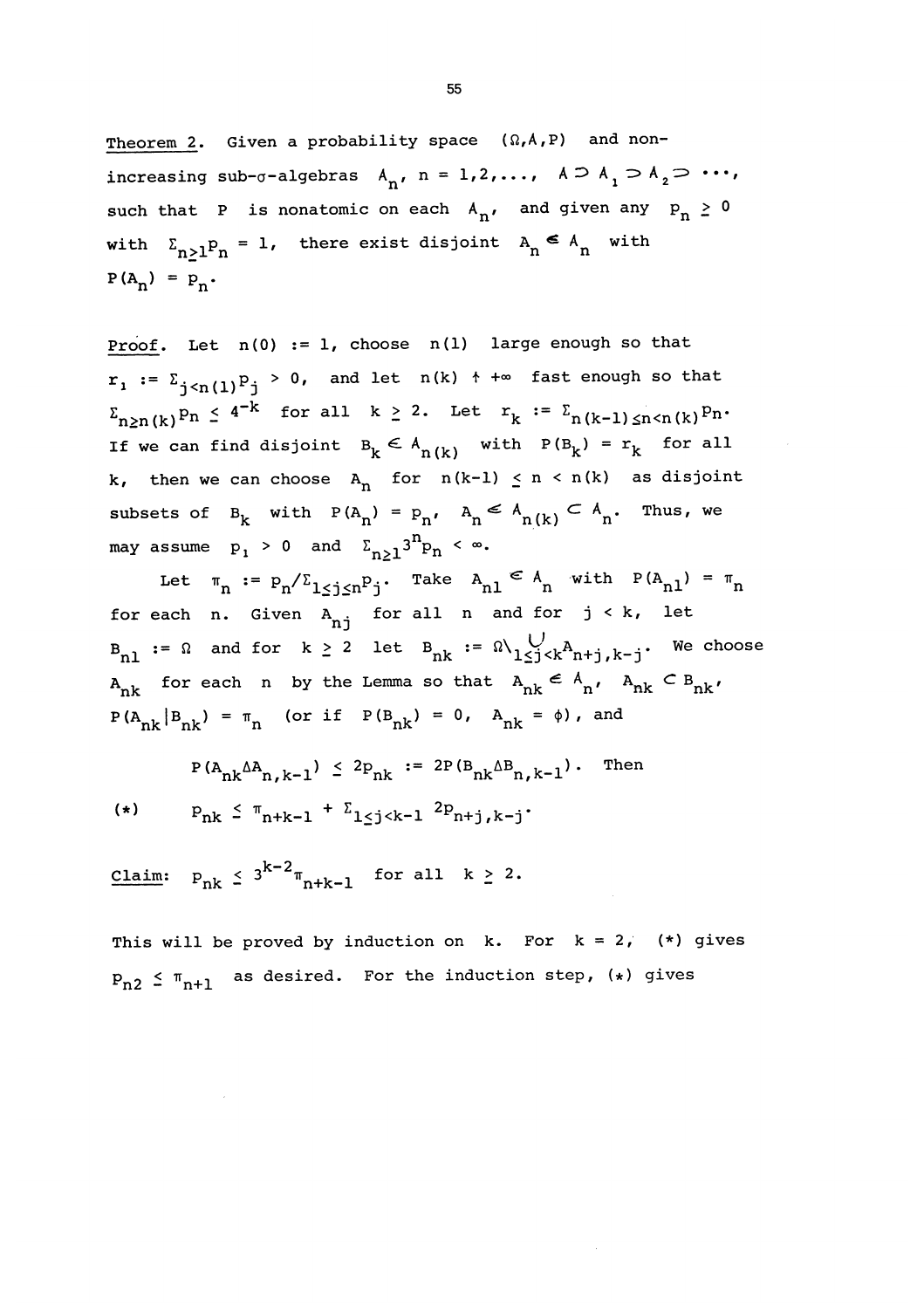Theorem 2. Given a probability space $(\Omega, \mathcal{A}, P)$ and non-increasing sub-$\sigma$-algebras $\mathcal{A}_n$, $n = 1,2,\ldots$, $\mathcal{A} \supset \mathcal{A}_1 \supset \mathcal{A}_2 \supset \cdots$, such that $P$ is nonatomic on each $\mathcal{A}_n$, and given any $p_n \geq 0$ with $\Sigma_{n\geq 1} p_n = 1$, there exist disjoint $A_n \in \mathcal{A}_n$ with $P(A_n) = p_n$.

Proof. Let $n(0) := 1$, choose $n(1)$ large enough so that $r_1 := \Sigma_{j<n(1)} p_j > 0$, and let $n(k) \uparrow +\infty$ fast enough so that $\Sigma_{n\geq n(k)} p_n \leq 4^{-k}$ for all $k \geq 2$. Let $r_k := \Sigma_{n(k-1)\leq n<n(k)} p_n$. If we can find disjoint $B_k \in \mathcal{A}_{n(k)}$ with $P(B_k) = r_k$ for all $k$, then we can choose $A_n$ for $n(k-1) \leq n < n(k)$ as disjoint subsets of $B_k$ with $P(A_n) = p_n$, $A_n \in \mathcal{A}_{n(k)} \subset \mathcal{A}_n$. Thus, we may assume $p_1 > 0$ and $\Sigma_{n\geq 1} 3^n p_n < \infty$.

Let $\pi_n := p_n / \Sigma_{1\leq j\leq n} p_j$. Take $A_{n1} \in \mathcal{A}_n$ with $P(A_{n1}) = \pi_n$ for each $n$. Given $A_{nj}$ for all $n$ and for $j < k$, let $B_{n1} := \Omega$ and for $k \geq 2$ let $B_{nk} := \Omega \setminus \bigcup_{1\leq j<k} A_{n+j,k-j}$. We choose $A_{nk}$ for each $n$ by the Lemma so that $A_{nk} \in \mathcal{A}_n$, $A_{nk} \subset B_{nk}$, $P(A_{nk} | B_{nk}) = \pi_n$ (or if $P(B_{nk}) = 0$, $A_{nk} = \phi$), and

$$P(A_{nk} \Delta A_{n,k-1}) \leq 2p_{nk} := 2P(B_{nk} \Delta B_{n,k-1}). \quad \text{Then}$$

$$(*) \qquad p_{nk} \leq \pi_{n+k-1} + \Sigma_{1\leq j<k-1} 2p_{n+j,k-j}.$$

Claim: $p_{nk} \leq 3^{k-2} \pi_{n+k-1}$ for all $k \geq 2$.

This will be proved by induction on $k$. For $k = 2$, $(*)$ gives $p_{n2} \leq \pi_{n+1}$ as desired. For the induction step, $(*)$ gives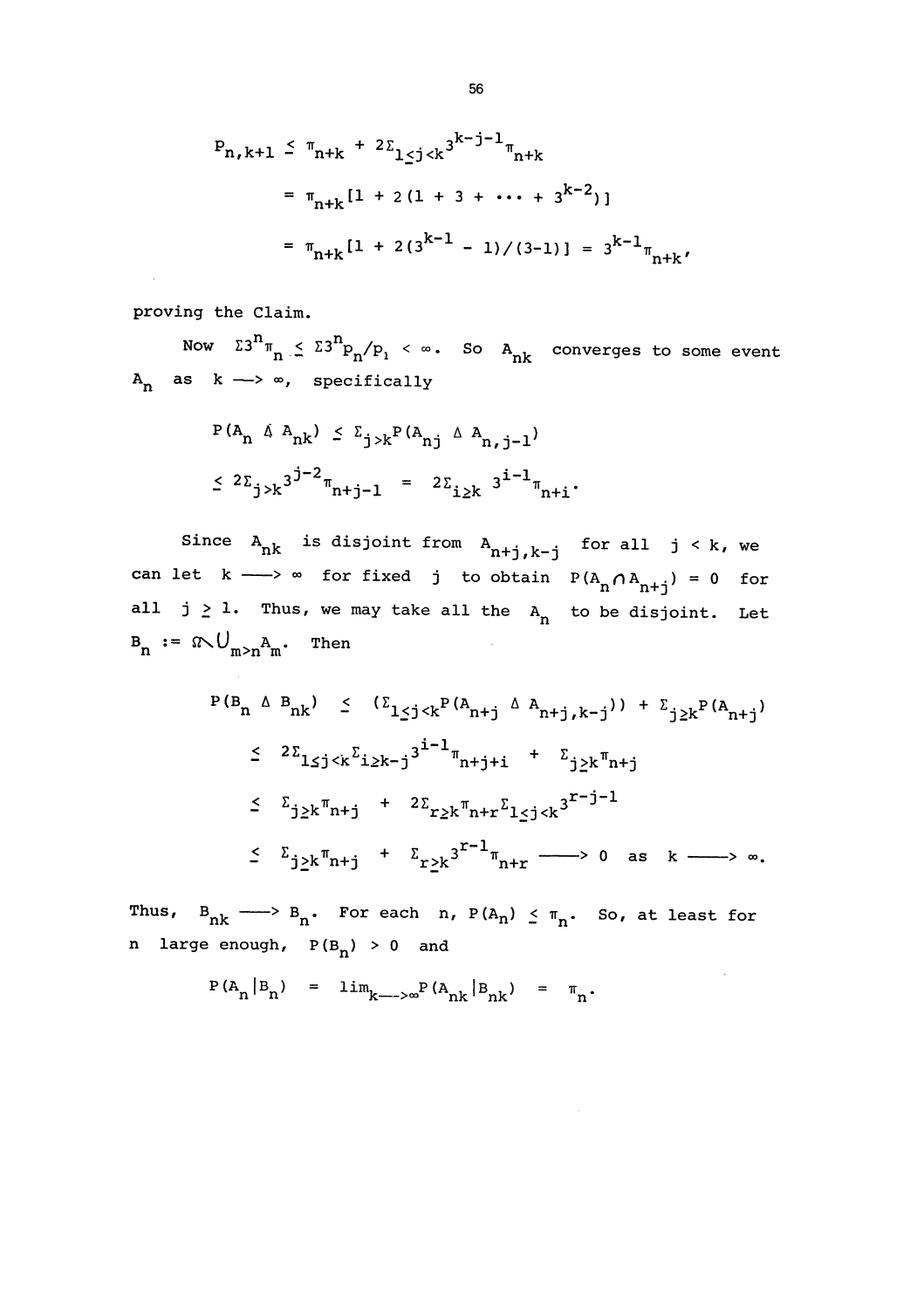$$
\begin{aligned}
p_{n,k+1} &\le \pi_{n+k} + 2\Sigma_{1\le j<k} 3^{k-j-1}\pi_{n+k} \\
&= \pi_{n+k}[1 + 2(1 + 3 + \cdots + 3^{k-2})] \\
&= \pi_{n+k}[1 + 2(3^{k-1} - 1)/(3-1)] = 3^{k-1}\pi_{n+k},
\end{aligned}
$$

proving the Claim.

Now $\Sigma 3^n \pi_n \le \Sigma 3^n p_n/p_1 < \infty$. So $A_{nk}$ converges to some event $A_n$ as $k \longrightarrow \infty$, specifically

$$
\begin{aligned}
P(A_n \Delta A_{nk}) &\le \Sigma_{j>k} P(A_{nj} \Delta A_{n,j-1}) \\
&\le 2\Sigma_{j>k} 3^{j-2}\pi_{n+j-1} = 2\Sigma_{i\ge k} 3^{i-1}\pi_{n+i}.
\end{aligned}
$$

Since $A_{nk}$ is disjoint from $A_{n+j,k-j}$ for all $j < k$, we can let $k \longrightarrow \infty$ for fixed $j$ to obtain $P(A_n \cap A_{n+j}) = 0$ for all $j \ge 1$. Thus, we may take all the $A_n$ to be disjoint. Let $B_n := \Omega \setminus \bigcup_{m>n} A_m$. Then

$$
\begin{aligned}
P(B_n \Delta B_{nk}) &\le (\Sigma_{1\le j<k} P(A_{n+j} \Delta A_{n+j,k-j})) + \Sigma_{j\ge k} P(A_{n+j}) \\
&\le 2\Sigma_{1\le j<k}\Sigma_{i\ge k-j} 3^{i-1}\pi_{n+j+i} + \Sigma_{j\ge k}\pi_{n+j} \\
&\le \Sigma_{j\ge k}\pi_{n+j} + 2\Sigma_{r\ge k}\pi_{n+r}\Sigma_{1\le j<k} 3^{r-j-1} \\
&\le \Sigma_{j\ge k}\pi_{n+j} + \Sigma_{r\ge k} 3^{r-1}\pi_{n+r} \longrightarrow 0 \text{ as } k \longrightarrow \infty.
\end{aligned}
$$

Thus, $B_{nk} \longrightarrow B_n$. For each $n$, $P(A_n) \le \pi_n$. So, at least for $n$ large enough, $P(B_n) > 0$ and

$$
P(A_n | B_n) = \lim_{k\longrightarrow\infty} P(A_{nk} | B_{nk}) = \pi_n.
$$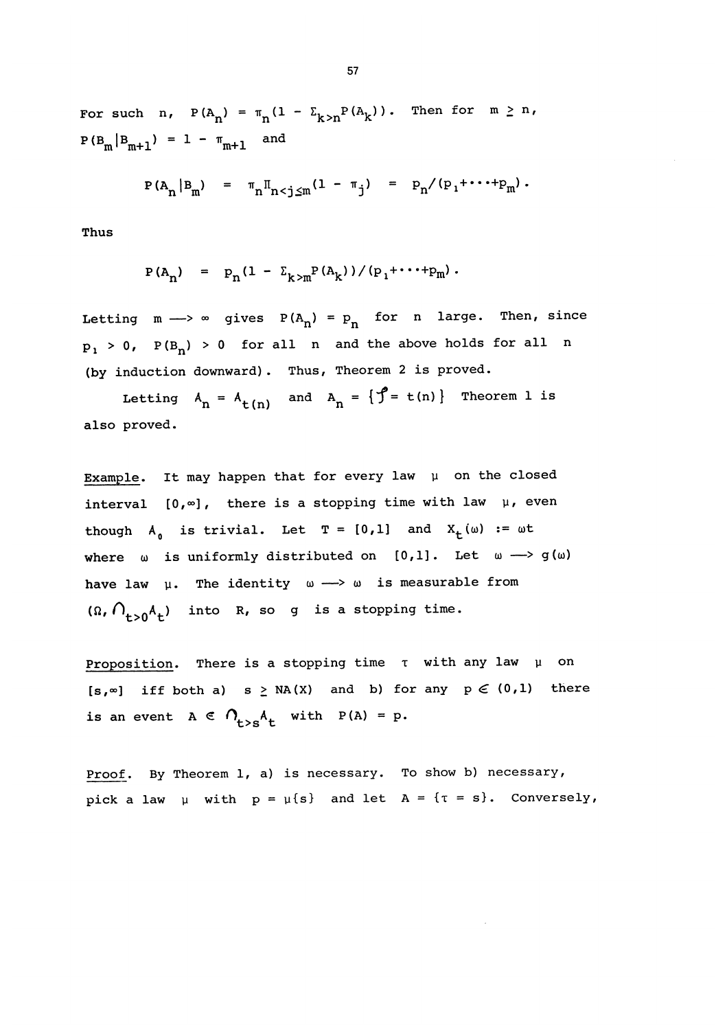For such $n$, $P(A_n) = \pi_n(1 - \Sigma_{k>n}P(A_k))$. Then for $m \geq n$, $P(B_m|B_{m+1}) = 1 - \pi_{m+1}$ and

$$P(A_n|B_m) = \pi_n \Pi_{n<j\leq m}(1 - \pi_j) = p_n/(p_1+\cdots+p_m).$$

Thus

$$P(A_n) = p_n(1 - \Sigma_{k>m}P(A_k))/(p_1+\cdots+p_m).$$

Letting $m \longrightarrow \infty$ gives $P(A_n) = p_n$ for $n$ large. Then, since $p_1 > 0$, $P(B_n) > 0$ for all $n$ and the above holds for all $n$ (by induction downward). Thus, Theorem 2 is proved.

Letting $A_n = A_{t(n)}$ and $A_n = \{\mathcal{T} = t(n)\}$ Theorem 1 is also proved.

Example. It may happen that for every law $\mu$ on the closed interval $[0,\infty]$, there is a stopping time with law $\mu$, even though $A_0$ is trivial. Let $T = [0,1]$ and $X_t(\omega) := \omega t$ where $\omega$ is uniformly distributed on $[0,1]$. Let $\omega \longrightarrow g(\omega)$ have law $\mu$. The identity $\omega \longrightarrow \omega$ is measurable from $(\Omega, \bigcap_{t>0}A_t)$ into $\mathbb{R}$, so $g$ is a stopping time.

Proposition. There is a stopping time $\tau$ with any law $\mu$ on $[s,\infty]$ iff both a) $s \geq NA(X)$ and b) for any $p \in (0,1)$ there is an event $A \in \bigcap_{t>s}A_t$ with $P(A) = p$.

Proof. By Theorem 1, a) is necessary. To show b) necessary, pick a law $\mu$ with $p = \mu\{s\}$ and let $A = \{\tau = s\}$. Conversely,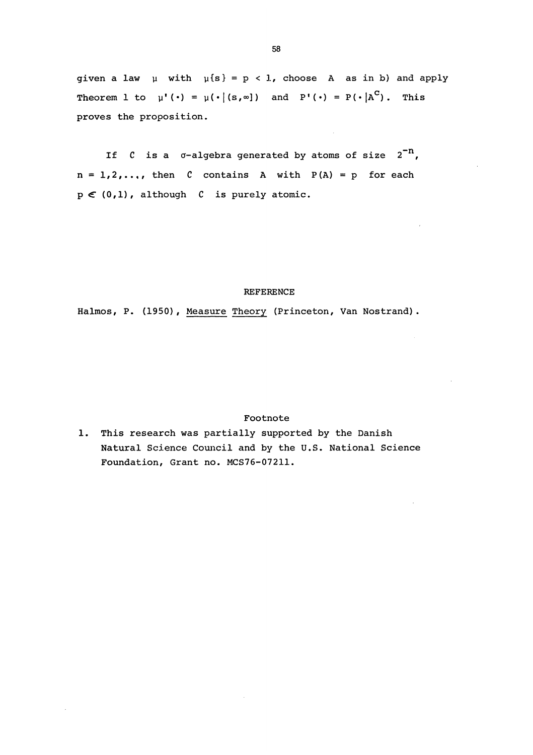given a law $\mu$ with $\mu\{s\} = p < 1$, choose $A$ as in b) and apply Theorem 1 to $\mu'(\cdot) = \mu(\cdot\,|\,(s,\infty])$ and $P'(\cdot) = P(\cdot\,|A^c)$. This proves the proposition.

If $C$ is a $\sigma$-algebra generated by atoms of size $2^{-n}$, $n = 1,2,\ldots,$ then $C$ contains $A$ with $P(A) = p$ for each $p \in (0,1)$, although $C$ is purely atomic.

## REFERENCE

Halmos, P. (1950), Measure Theory (Princeton, Van Nostrand).

## Footnote

1. This research was partially supported by the Danish Natural Science Council and by the U.S. National Science Foundation, Grant no. MCS76-07211.